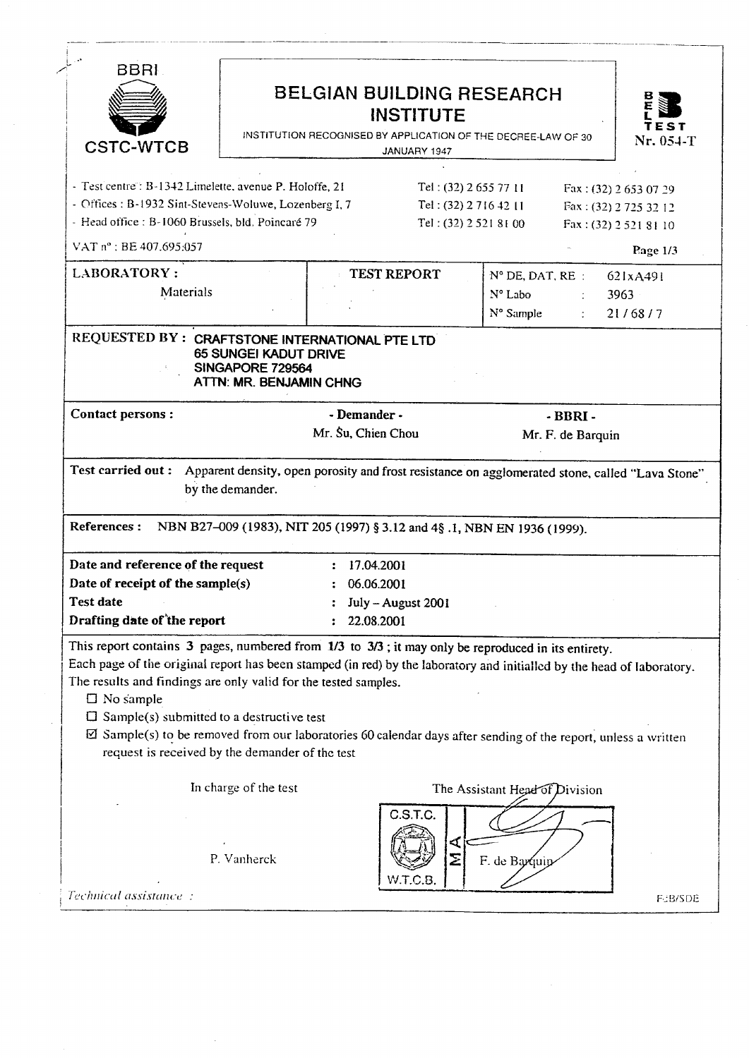BBRI

CSTC-WTCB

# BELGIAN BUILDING RESEARCH INSTITUTE

INSTITUTION RECOGNISED BY APPLICATION OF THE DECREE-LAW OF 30 JANUARY 1947

BE L TEST Nr. 054-T

- Test centre : B-1342 Limelette, avenue P. Holoffe, 21 — Tel : (32) 2 655 77 11 — Fax : (32) 2 653 07 29
- Offices : B-1932 Sint-Stevens-Woluwe, Lozenberg I, 7 — Tel : (32) 2 716 42 11 — Fax : (32) 2 725 32 12
- Head office : B-1060 Brussels, bld. Poincaré 79 — Tel : (32) 2 521 81 00 — Fax : (32) 2 521 81 10

VAT n° : BE 407.695.057

| **LABORATORY :** Materials | **TEST REPORT** | N° DE, DAT, RE : 621xA491<br>N° Labo : 3963<br>N° Sample : 21 / 68 / 7 |
|---|---|---|

**REQUESTED BY :** **CRAFTSTONE INTERNATIONAL PTE LTD**
**65 SUNGEI KADUT DRIVE**
**SINGAPORE 729564**
**ATTN: MR. BENJAMIN CHNG**

| **Contact persons :** | **- Demander -** | **- BBRI -** |
|---|---|---|
| | Mr. Su, Chien Chou | Mr. F. de Barquin |

**Test carried out :** Apparent density, open porosity and frost resistance on agglomerated stone, called "Lava Stone" by the demander.

**References :** NBN B27-009 (1983), NIT 205 (1997) § 3.12 and 4§ .1, NBN EN 1936 (1999).

| | |
|---|---|
| **Date and reference of the request** | : 17.04.2001 |
| **Date of receipt of the sample(s)** | : 06.06.2001 |
| **Test date** | : July – August 2001 |
| **Drafting date of the report** | : 22.08.2001 |

This report contains 3 pages, numbered from 1/3 to 3/3 ; it may only be reproduced in its entirety.
Each page of the original report has been stamped (in red) by the laboratory and initialled by the head of laboratory.
The results and findings are only valid for the tested samples.

- ☐ No sample
- ☐ Sample(s) submitted to a destructive test
- ☑ Sample(s) to be removed from our laboratories 60 calendar days after sending of the report, unless a written request is received by the demander of the test

In charge of the test — P. Vanherck

The Assistant Head of Division — F. de Barquin

C.S.T.C. W.T.C.B. MA

*Technical assistance :*

FdB/SDE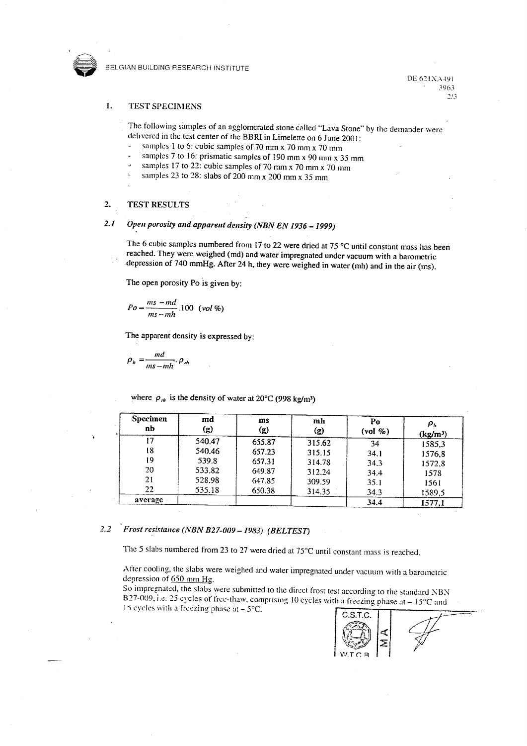DE 621XA491
3963

## 1. TEST SPECIMENS

The following samples of an agglomerated stone called "Lava Stone" by the demander were delivered in the test center of the BBRI in Limelette on 6 June 2001:

- samples 1 to 6: cubic samples of 70 mm x 70 mm x 70 mm
- samples 7 to 16: prismatic samples of 190 mm x 90 mm x 35 mm
- samples 17 to 22: cubic samples of 70 mm x 70 mm x 70 mm
- samples 23 to 28: slabs of 200 mm x 200 mm x 35 mm

## 2. TEST RESULTS

### 2.1 *Open porosity and apparent density (NBN EN 1936 – 1999)*

The 6 cubic samples numbered from 17 to 22 were dried at 75 °C until constant mass has been reached. They were weighed (md) and water impregnated under vacuum with a barometric depression of 740 mmHg. After 24 h, they were weighed in water (mh) and in the air (ms).

The open porosity Po is given by:

$$Po = \frac{ms - md}{ms - mh} .100 \ \ (vol\ \%)$$

The apparent density is expressed by:

$$\rho_b = \frac{md}{ms - mh} . \rho_{rh}$$

where $\rho_{rh}$ is the density of water at 20°C (998 kg/m³)

| Specimen nb | md (g) | ms (g) | mh (g) | Po (vol %) | $\rho_b$ (kg/m³) |
|---|---|---|---|---|---|
| 17 | 540.47 | 655.87 | 315.62 | 34 | 1585,3 |
| 18 | 540.46 | 657.23 | 315.15 | 34.1 | 1576,8 |
| 19 | 539.8 | 657.31 | 314.78 | 34.3 | 1572,8 |
| 20 | 533.82 | 649.87 | 312.24 | 34.4 | 1578 |
| 21 | 528.98 | 647.85 | 309.59 | 35.1 | 1561 |
| 22 | 535.18 | 650.38 | 314.35 | 34.3 | 1589,5 |
| average | | | | 34.4 | 1577,1 |

### 2.2 *Frost resistance (NBN B27-009 – 1983) (BELTEST)*

The 5 slabs numbered from 23 to 27 were dried at 75°C until constant mass is reached.

After cooling, the slabs were weighed and water impregnated under vacuum with a barometric depression of 650 mm Hg.

So impregnated, the slabs were submitted to the direct frost test according to the standard NBN B27-009, i.e. 25 cycles of free-thaw, comprising 10 cycles with a freezing phase at – 15°C and 15 cycles with a freezing phase at – 5°C.

C.S.T.C. W.T.C.B. MA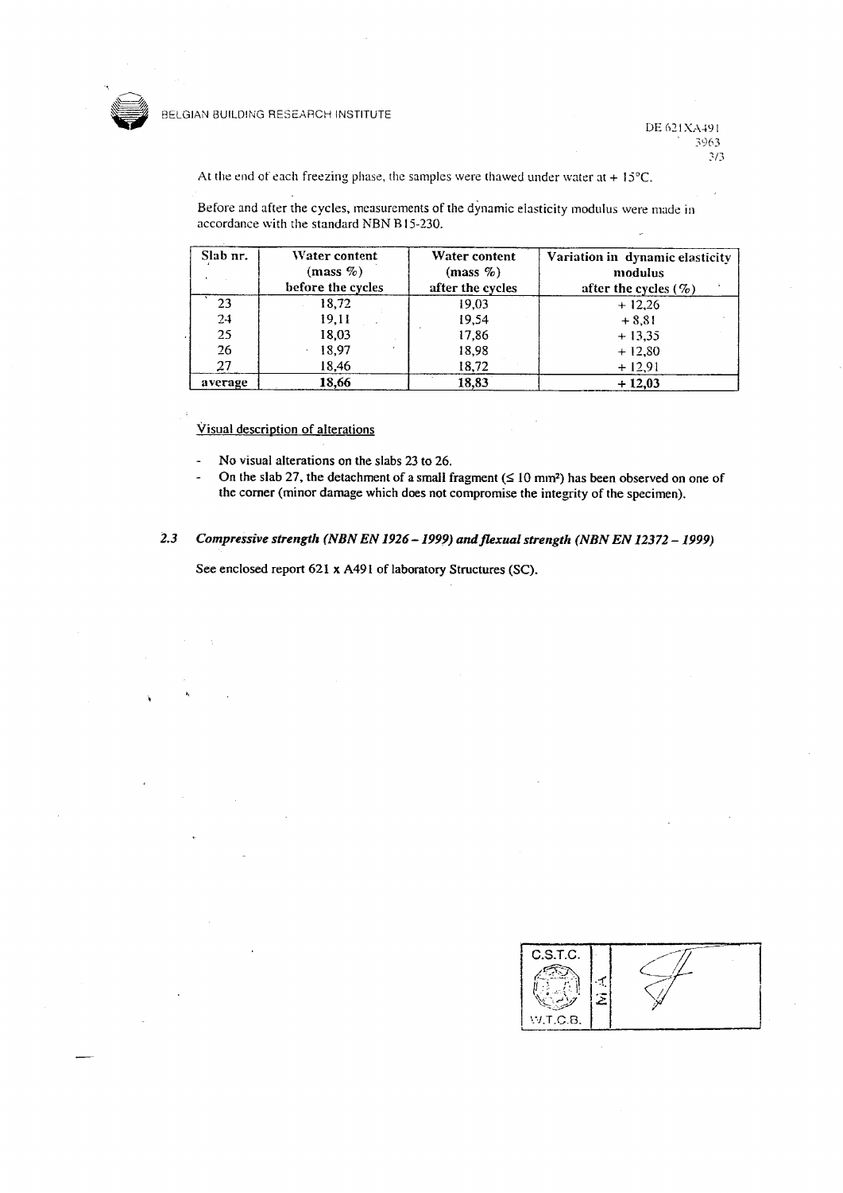At the end of each freezing phase, the samples were thawed under water at + 15°C.

Before and after the cycles, measurements of the dynamic elasticity modulus were made in accordance with the standard NBN B15-230.

| Slab nr. | Water content (mass %) before the cycles | Water content (mass %) after the cycles | Variation in dynamic elasticity modulus after the cycles (%) |
|---|---|---|---|
| 23 | 18,72 | 19,03 | + 12,26 |
| 24 | 19,11 | 19,54 | + 8,81 |
| 25 | 18,03 | 17,86 | + 13,35 |
| 26 | 18,97 | 18,98 | + 12,80 |
| 27 | 18,46 | 18,72 | + 12,91 |
| **average** | **18,66** | **18,83** | **+ 12,03** |

Visual description of alterations

- No visual alterations on the slabs 23 to 26.
- On the slab 27, the detachment of a small fragment (≤ 10 mm²) has been observed on one of the corner (minor damage which does not compromise the integrity of the specimen).

### 2.3 *Compressive strength (NBN EN 1926 – 1999) and flexual strength (NBN EN 12372 – 1999)*

See enclosed report 621 x A491 of laboratory Structures (SC).

C.S.T.C.
W.T.C.B.